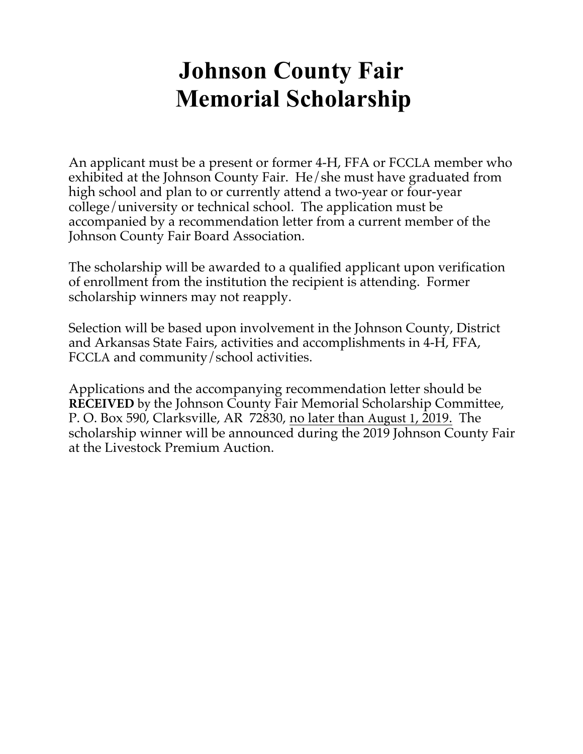# Johnson County Fair
# Memorial Scholarship

An applicant must be a present or former 4-H, FFA or FCCLA member who exhibited at the Johnson County Fair. He/she must have graduated from high school and plan to or currently attend a two-year or four-year college/university or technical school. The application must be accompanied by a recommendation letter from a current member of the Johnson County Fair Board Association.

The scholarship will be awarded to a qualified applicant upon verification of enrollment from the institution the recipient is attending. Former scholarship winners may not reapply.

Selection will be based upon involvement in the Johnson County, District and Arkansas State Fairs, activities and accomplishments in 4-H, FFA, FCCLA and community/school activities.

Applications and the accompanying recommendation letter should be **RECEIVED** by the Johnson County Fair Memorial Scholarship Committee, P. O. Box 590, Clarksville, AR 72830, no later than August 1, 2019. The scholarship winner will be announced during the 2019 Johnson County Fair at the Livestock Premium Auction.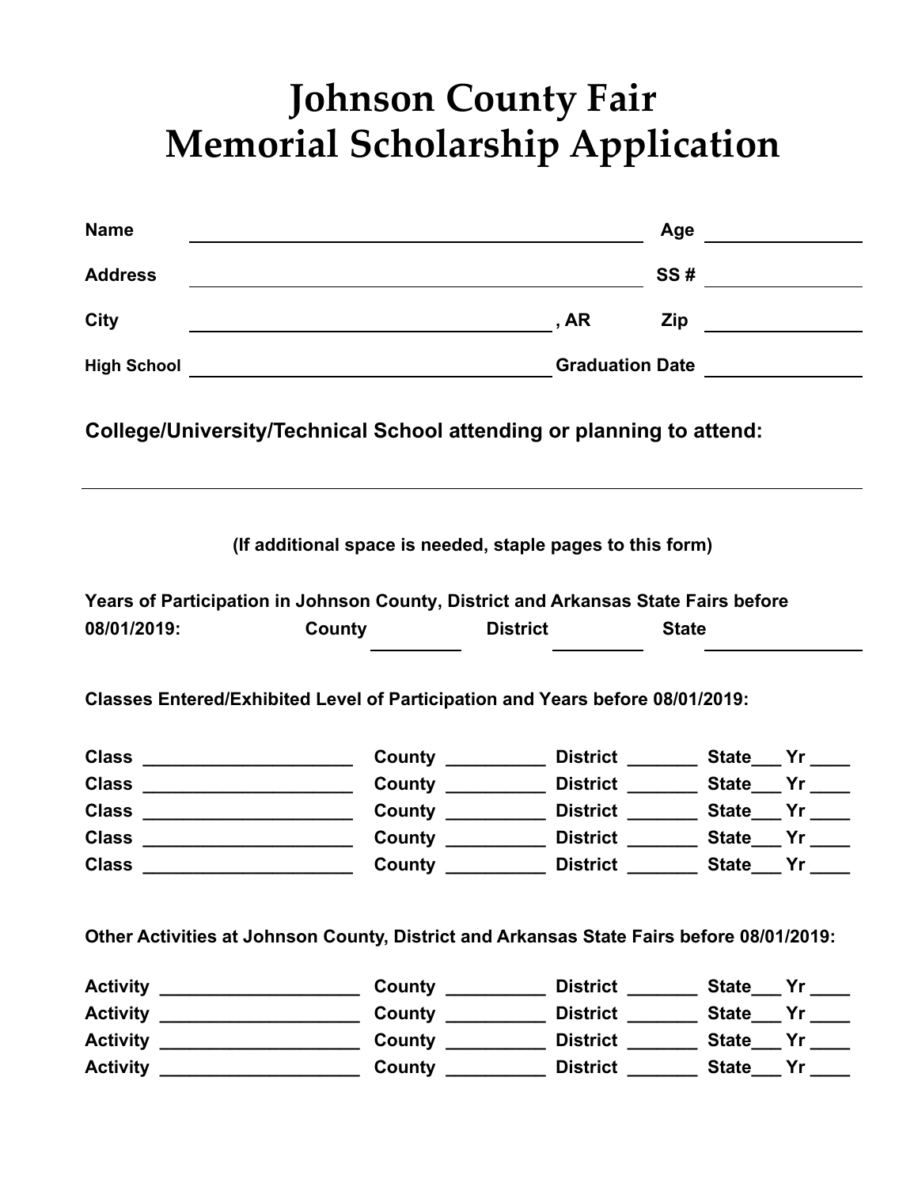# Johnson County Fair
# Memorial Scholarship Application

**Name** ______________________________ **Age** ____________

**Address** ______________________________ **SS #** ____________

**City** ______________________________ **, AR** **Zip** ____________

**High School** ______________________________ **Graduation Date** ____________

**College/University/Technical School attending or planning to attend:**

______________________________________________________________

**(If additional space is needed, staple pages to this form)**

**Years of Participation in Johnson County, District and Arkansas State Fairs before 08/01/2019:** **County** ________ **District** ________ **State** ____________

**Classes Entered/Exhibited Level of Participation and Years before 08/01/2019:**

**Class** ____________________ **County** _________ **District** _______ **State**___ **Yr** ____
**Class** ____________________ **County** _________ **District** _______ **State**___ **Yr** ____
**Class** ____________________ **County** _________ **District** _______ **State**___ **Yr** ____
**Class** ____________________ **County** _________ **District** _______ **State**___ **Yr** ____
**Class** ____________________ **County** _________ **District** _______ **State**___ **Yr** ____

**Other Activities at Johnson County, District and Arkansas State Fairs before 08/01/2019:**

**Activity** ___________________ **County** _________ **District** _______ **State**___ **Yr** ____
**Activity** ___________________ **County** _________ **District** _______ **State**___ **Yr** ____
**Activity** ___________________ **County** _________ **District** _______ **State**___ **Yr** ____
**Activity** ___________________ **County** _________ **District** _______ **State**___ **Yr** ____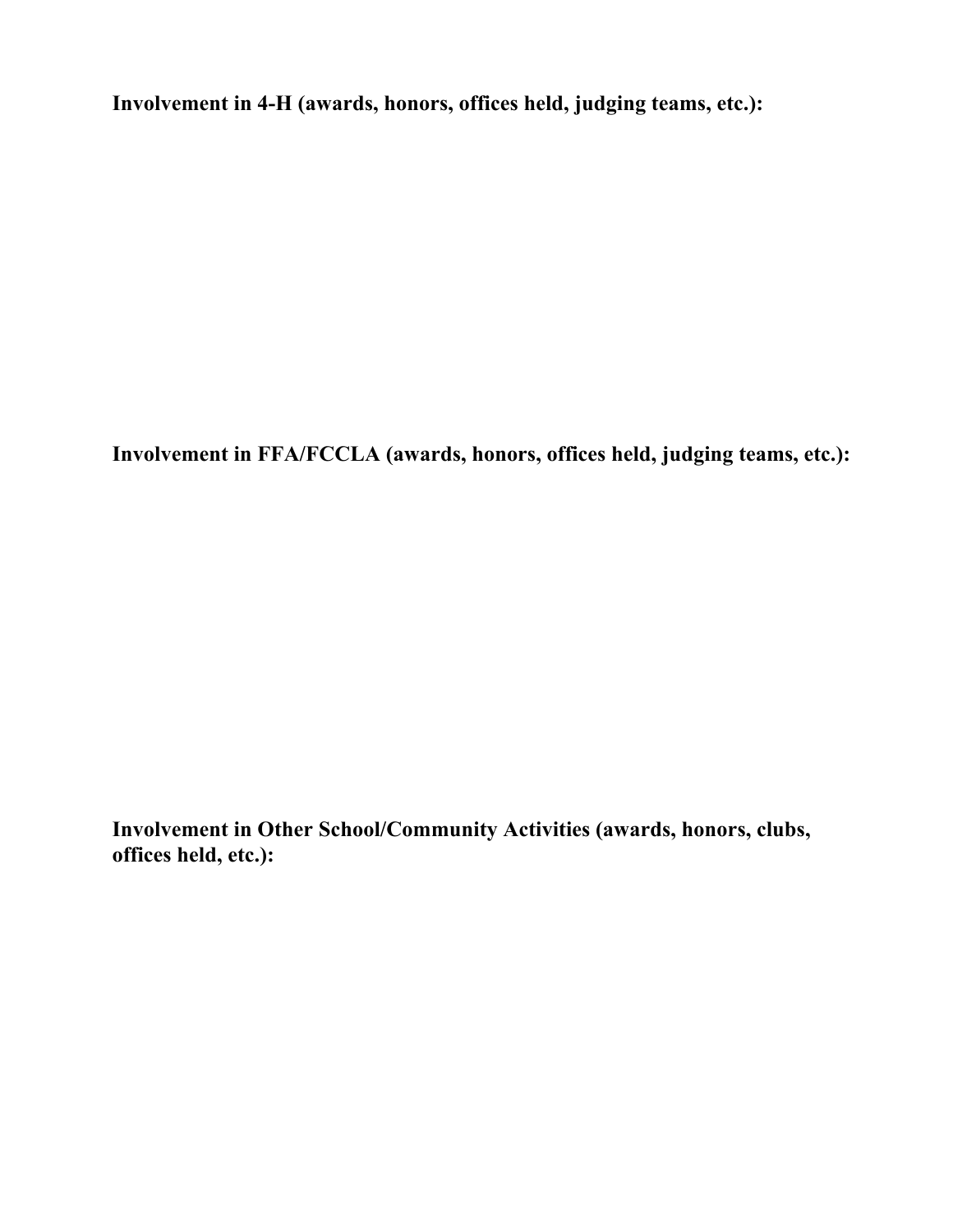**Involvement in 4-H (awards, honors, offices held, judging teams, etc.):**

**Involvement in FFA/FCCLA (awards, honors, offices held, judging teams, etc.):**

**Involvement in Other School/Community Activities (awards, honors, clubs, offices held, etc.):**